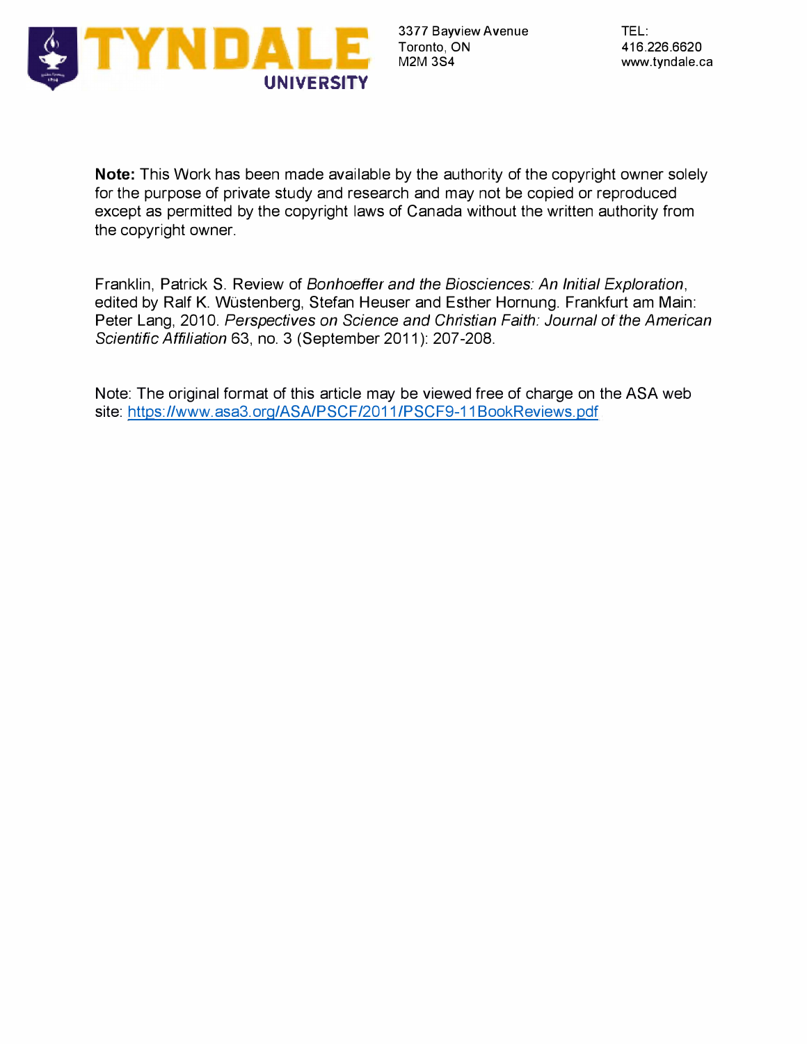TYNDALE UNIVERSITY

3377 Bayview Avenue
Toronto, ON
M2M 3S4

TEL:
416.226.6620
www.tyndale.ca

**Note:** This Work has been made available by the authority of the copyright owner solely for the purpose of private study and research and may not be copied or reproduced except as permitted by the copyright laws of Canada without the written authority from the copyright owner.

Franklin, Patrick S. Review of *Bonhoeffer and the Biosciences: An Initial Exploration*, edited by Ralf K. Wüstenberg, Stefan Heuser and Esther Hornung. Frankfurt am Main: Peter Lang, 2010. *Perspectives on Science and Christian Faith: Journal of the American Scientific Affiliation* 63, no. 3 (September 2011): 207-208.

Note: The original format of this article may be viewed free of charge on the ASA web site: https://www.asa3.org/ASA/PSCF/2011/PSCF9-11BookReviews.pdf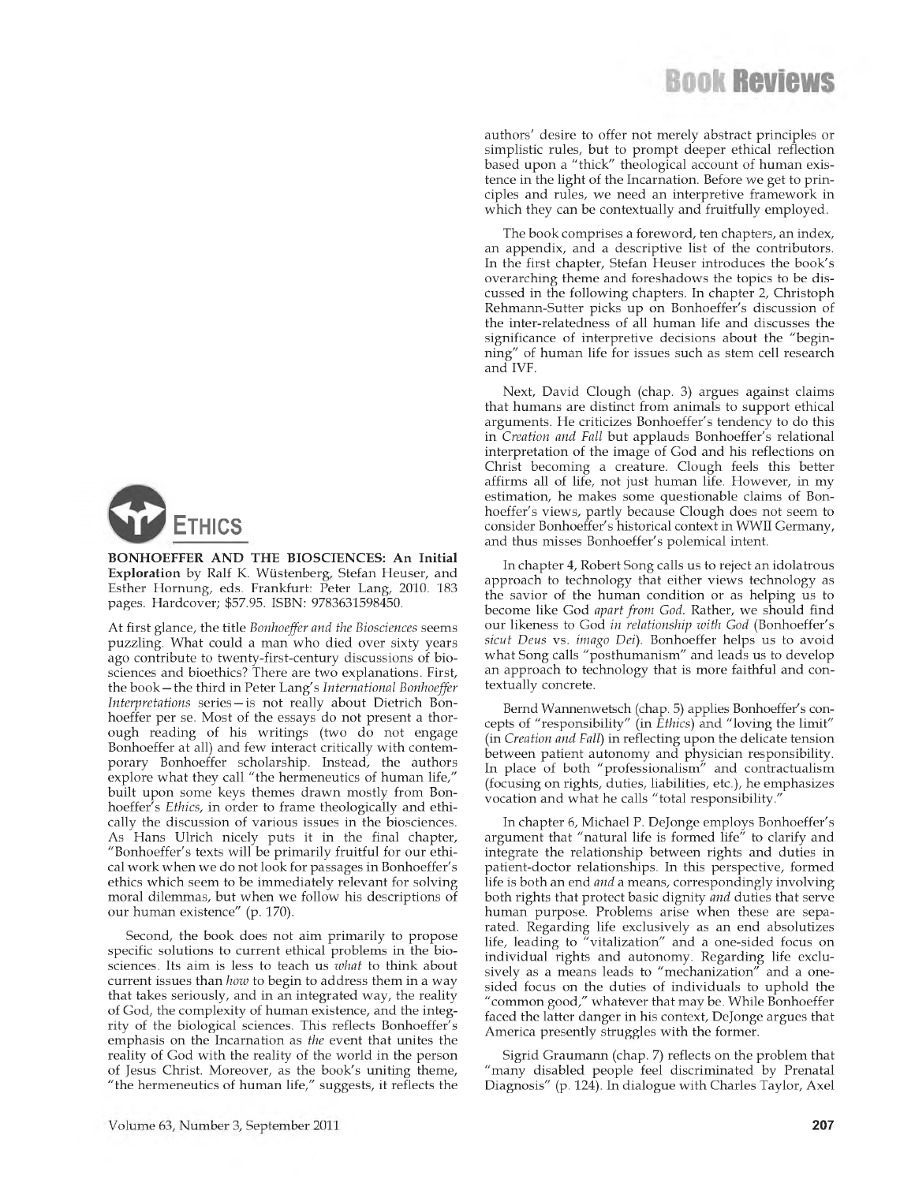## ETHICS

**BONHOEFFER AND THE BIOSCIENCES: An Initial Exploration** by Ralf K. Wüstenberg, Stefan Heuser, and Esther Hornung, eds. Frankfurt: Peter Lang, 2010. 183 pages. Hardcover; $57.95. ISBN: 9783631598450.

At first glance, the title *Bonhoeffer and the Biosciences* seems puzzling. What could a man who died over sixty years ago contribute to twenty-first-century discussions of biosciences and bioethics? There are two explanations. First, the book—the third in Peter Lang's *International Bonhoeffer Interpretations* series—is not really about Dietrich Bonhoeffer per se. Most of the essays do not present a thorough reading of his writings (two do not engage Bonhoeffer at all) and few interact critically with contemporary Bonhoeffer scholarship. Instead, the authors explore what they call "the hermeneutics of human life," built upon some keys themes drawn mostly from Bonhoeffer's *Ethics*, in order to frame theologically and ethically the discussion of various issues in the biosciences. As Hans Ulrich nicely puts it in the final chapter, "Bonhoeffer's texts will be primarily fruitful for our ethical work when we do not look for passages in Bonhoeffer's ethics which seem to be immediately relevant for solving moral dilemmas, but when we follow his descriptions of our human existence" (p. 170).

Second, the book does not aim primarily to propose specific solutions to current ethical problems in the biosciences. Its aim is less to teach us *what* to think about current issues than *how* to begin to address them in a way that takes seriously, and in an integrated way, the reality of God, the complexity of human existence, and the integrity of the biological sciences. This reflects Bonhoeffer's emphasis on the Incarnation as *the* event that unites the reality of God with the reality of the world in the person of Jesus Christ. Moreover, as the book's uniting theme, "the hermeneutics of human life," suggests, it reflects the authors' desire to offer not merely abstract principles or simplistic rules, but to prompt deeper ethical reflection based upon a "thick" theological account of human existence in the light of the Incarnation. Before we get to principles and rules, we need an interpretive framework in which they can be contextually and fruitfully employed.

The book comprises a foreword, ten chapters, an index, an appendix, and a descriptive list of the contributors. In the first chapter, Stefan Heuser introduces the book's overarching theme and foreshadows the topics to be discussed in the following chapters. In chapter 2, Christoph Rehmann-Sutter picks up on Bonhoeffer's discussion of the inter-relatedness of all human life and discusses the significance of interpretive decisions about the "beginning" of human life for issues such as stem cell research and IVF.

Next, David Clough (chap. 3) argues against claims that humans are distinct from animals to support ethical arguments. He criticizes Bonhoeffer's tendency to do this in *Creation and Fall* but applauds Bonhoeffer's relational interpretation of the image of God and his reflections on Christ becoming a creature. Clough feels this better affirms all of life, not just human life. However, in my estimation, he makes some questionable claims of Bonhoeffer's views, partly because Clough does not seem to consider Bonhoeffer's historical context in WWII Germany, and thus misses Bonhoeffer's polemical intent.

In chapter 4, Robert Song calls us to reject an idolatrous approach to technology that either views technology as the savior of the human condition or as helping us to become like God *apart from God*. Rather, we should find our likeness to God *in relationship with God* (Bonhoeffer's *sicut Deus* vs. *imago Dei*). Bonhoeffer helps us to avoid what Song calls "posthumanism" and leads us to develop an approach to technology that is more faithful and contextually concrete.

Bernd Wannenwetsch (chap. 5) applies Bonhoeffer's concepts of "responsibility" (in *Ethics*) and "loving the limit" (in *Creation and Fall*) in reflecting upon the delicate tension between patient autonomy and physician responsibility. In place of both "professionalism" and contractualism (focusing on rights, duties, liabilities, etc.), he emphasizes vocation and what he calls "total responsibility."

In chapter 6, Michael P. DeJonge employs Bonhoeffer's argument that "natural life is formed life" to clarify and integrate the relationship between rights and duties in patient-doctor relationships. In this perspective, formed life is both an end *and* a means, correspondingly involving both rights that protect basic dignity *and* duties that serve human purpose. Problems arise when these are separated. Regarding life exclusively as an end absolutizes life, leading to "vitalization" and a one-sided focus on individual rights and autonomy. Regarding life exclusively as a means leads to "mechanization" and a one-sided focus on the duties of individuals to uphold the "common good," whatever that may be. While Bonhoeffer faced the latter danger in his context, DeJonge argues that America presently struggles with the former.

Sigrid Graumann (chap. 7) reflects on the problem that "many disabled people feel discriminated by Prenatal Diagnosis" (p. 124). In dialogue with Charles Taylor, Axel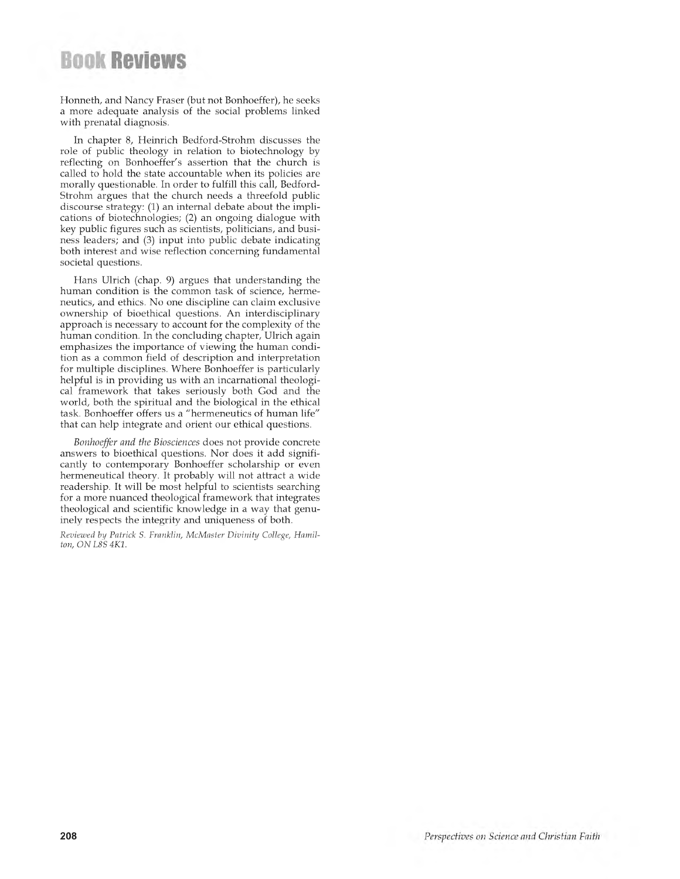Honneth, and Nancy Fraser (but not Bonhoeffer), he seeks a more adequate analysis of the social problems linked with prenatal diagnosis.

In chapter 8, Heinrich Bedford-Strohm discusses the role of public theology in relation to biotechnology by reflecting on Bonhoeffer's assertion that the church is called to hold the state accountable when its policies are morally questionable. In order to fulfill this call, Bedford-Strohm argues that the church needs a threefold public discourse strategy: (1) an internal debate about the implications of biotechnologies; (2) an ongoing dialogue with key public figures such as scientists, politicians, and business leaders; and (3) input into public debate indicating both interest and wise reflection concerning fundamental societal questions.

Hans Ulrich (chap. 9) argues that understanding the human condition is the common task of science, hermeneutics, and ethics. No one discipline can claim exclusive ownership of bioethical questions. An interdisciplinary approach is necessary to account for the complexity of the human condition. In the concluding chapter, Ulrich again emphasizes the importance of viewing the human condition as a common field of description and interpretation for multiple disciplines. Where Bonhoeffer is particularly helpful is in providing us with an incarnational theological framework that takes seriously both God and the world, both the spiritual and the biological in the ethical task. Bonhoeffer offers us a "hermeneutics of human life" that can help integrate and orient our ethical questions.

*Bonhoeffer and the Biosciences* does not provide concrete answers to bioethical questions. Nor does it add significantly to contemporary Bonhoeffer scholarship or even hermeneutical theory. It probably will not attract a wide readership. It will be most helpful to scientists searching for a more nuanced theological framework that integrates theological and scientific knowledge in a way that genuinely respects the integrity and uniqueness of both.

*Reviewed by Patrick S. Franklin, McMaster Divinity College, Hamilton, ON L8S 4K1.*